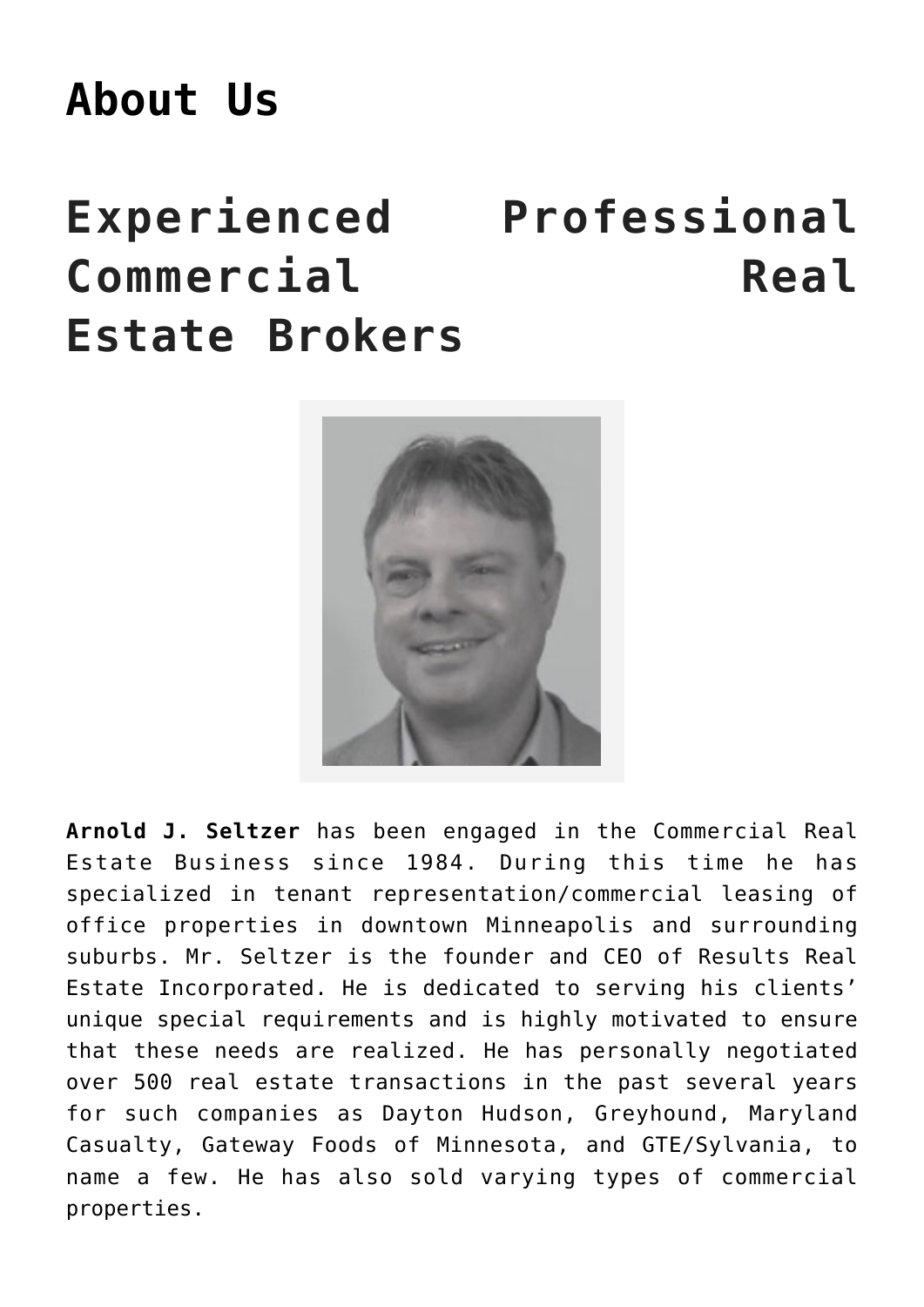# About Us

# Experienced Professional Commercial Real Estate Brokers

**Arnold J. Seltzer** has been engaged in the Commercial Real Estate Business since 1984. During this time he has specialized in tenant representation/commercial leasing of office properties in downtown Minneapolis and surrounding suburbs. Mr. Seltzer is the founder and CEO of Results Real Estate Incorporated. He is dedicated to serving his clients' unique special requirements and is highly motivated to ensure that these needs are realized. He has personally negotiated over 500 real estate transactions in the past several years for such companies as Dayton Hudson, Greyhound, Maryland Casualty, Gateway Foods of Minnesota, and GTE/Sylvania, to name a few. He has also sold varying types of commercial properties.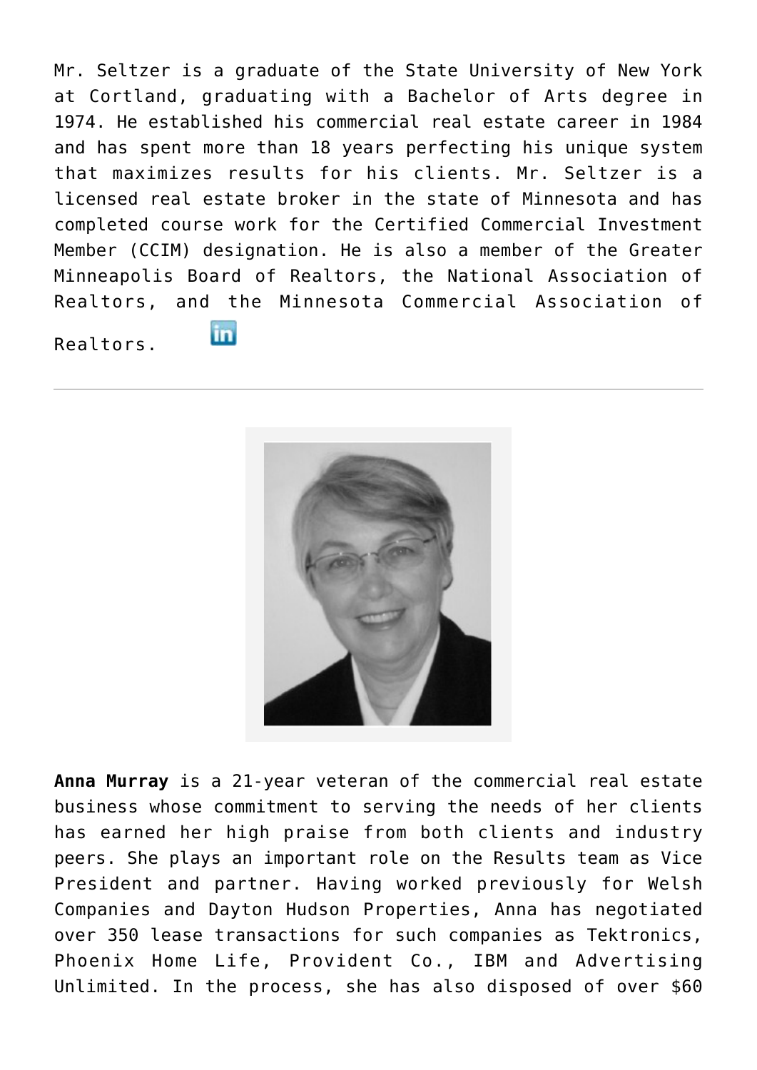Mr. Seltzer is a graduate of the State University of New York at Cortland, graduating with a Bachelor of Arts degree in 1974. He established his commercial real estate career in 1984 and has spent more than 18 years perfecting his unique system that maximizes results for his clients. Mr. Seltzer is a licensed real estate broker in the state of Minnesota and has completed course work for the Certified Commercial Investment Member (CCIM) designation. He is also a member of the Greater Minneapolis Board of Realtors, the National Association of Realtors, and the Minnesota Commercial Association of Realtors.

---

**Anna Murray** is a 21-year veteran of the commercial real estate business whose commitment to serving the needs of her clients has earned her high praise from both clients and industry peers. She plays an important role on the Results team as Vice President and partner. Having worked previously for Welsh Companies and Dayton Hudson Properties, Anna has negotiated over 350 lease transactions for such companies as Tektronics, Phoenix Home Life, Provident Co., IBM and Advertising Unlimited. In the process, she has also disposed of over $60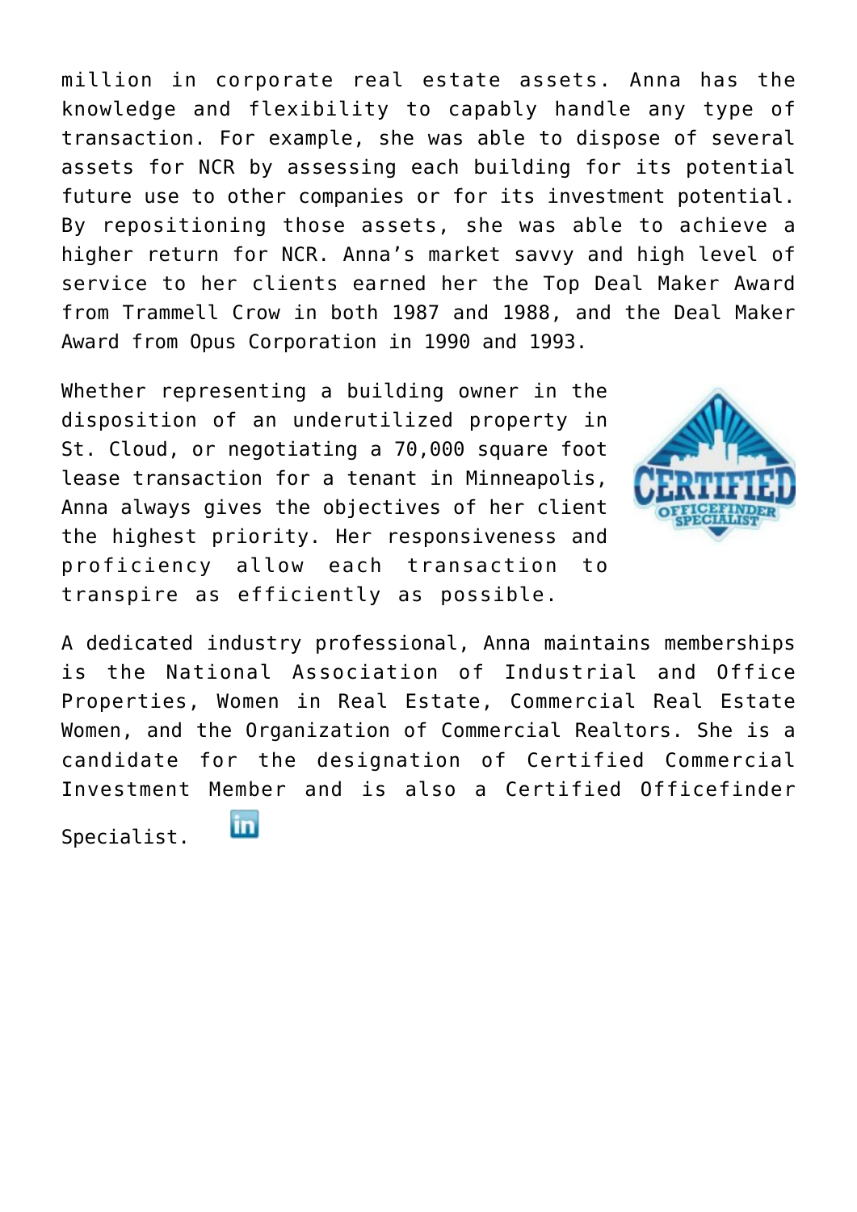million in corporate real estate assets. Anna has the knowledge and flexibility to capably handle any type of transaction. For example, she was able to dispose of several assets for NCR by assessing each building for its potential future use to other companies or for its investment potential. By repositioning those assets, she was able to achieve a higher return for NCR. Anna's market savvy and high level of service to her clients earned her the Top Deal Maker Award from Trammell Crow in both 1987 and 1988, and the Deal Maker Award from Opus Corporation in 1990 and 1993.

Whether representing a building owner in the disposition of an underutilized property in St. Cloud, or negotiating a 70,000 square foot lease transaction for a tenant in Minneapolis, Anna always gives the objectives of her client the highest priority. Her responsiveness and proficiency allow each transaction to transpire as efficiently as possible.

A dedicated industry professional, Anna maintains memberships is the National Association of Industrial and Office Properties, Women in Real Estate, Commercial Real Estate Women, and the Organization of Commercial Realtors. She is a candidate for the designation of Certified Commercial Investment Member and is also a Certified Officefinder Specialist.